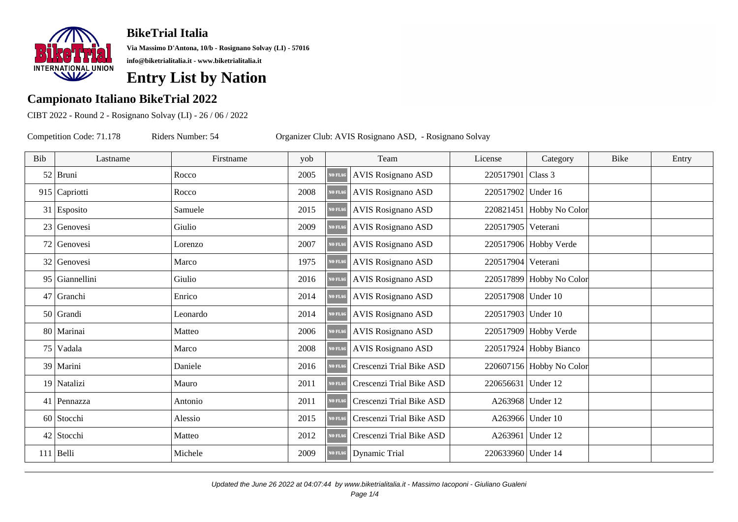**BikeTrial Italia**

**Via Massimo D'Antona, 10/b - Rosignano Solvay (LI) - 57016**

**info@biketrialitalia.it - www.biketrialitalia.it**

# Entry List by Nation

## Campionato Italiano BikeTrial 2022

CIBT 2022 - Round 2 - Rosignano Solvay (LI) - 26 / 06 / 2022

Competition Code: 71.178 Riders Number: 54 Organizer Club: AVIS Rosignano ASD, - Rosignano Solvay

| Bib | Lastname | Firstname | yob | Team | License | Category | Bike | Entry |
|---|---|---|---|---|---|---|---|---|
| 52 | Bruni | Rocco | 2005 | NO FLAG AVIS Rosignano ASD | 220517901 | Class 3 | | |
| 915 | Capriotti | Rocco | 2008 | NO FLAG AVIS Rosignano ASD | 220517902 | Under 16 | | |
| 31 | Esposito | Samuele | 2015 | NO FLAG AVIS Rosignano ASD | 220821451 | Hobby No Color | | |
| 23 | Genovesi | Giulio | 2009 | NO FLAG AVIS Rosignano ASD | 220517905 | Veterani | | |
| 72 | Genovesi | Lorenzo | 2007 | NO FLAG AVIS Rosignano ASD | 220517906 | Hobby Verde | | |
| 32 | Genovesi | Marco | 1975 | NO FLAG AVIS Rosignano ASD | 220517904 | Veterani | | |
| 95 | Giannellini | Giulio | 2016 | NO FLAG AVIS Rosignano ASD | 220517899 | Hobby No Color | | |
| 47 | Granchi | Enrico | 2014 | NO FLAG AVIS Rosignano ASD | 220517908 | Under 10 | | |
| 50 | Grandi | Leonardo | 2014 | NO FLAG AVIS Rosignano ASD | 220517903 | Under 10 | | |
| 80 | Marinai | Matteo | 2006 | NO FLAG AVIS Rosignano ASD | 220517909 | Hobby Verde | | |
| 75 | Vadala | Marco | 2008 | NO FLAG AVIS Rosignano ASD | 220517924 | Hobby Bianco | | |
| 39 | Marini | Daniele | 2016 | NO FLAG Crescenzi Trial Bike ASD | 220607156 | Hobby No Color | | |
| 19 | Natalizi | Mauro | 2011 | NO FLAG Crescenzi Trial Bike ASD | 220656631 | Under 12 | | |
| 41 | Pennazza | Antonio | 2011 | NO FLAG Crescenzi Trial Bike ASD | A263968 | Under 12 | | |
| 60 | Stocchi | Alessio | 2015 | NO FLAG Crescenzi Trial Bike ASD | A263966 | Under 10 | | |
| 42 | Stocchi | Matteo | 2012 | NO FLAG Crescenzi Trial Bike ASD | A263961 | Under 12 | | |
| 111 | Belli | Michele | 2009 | NO FLAG Dynamic Trial | 220633960 | Under 14 | | |

*Updated the June 26 2022 at 04:07:44 by www.biketrialitalia.it - Massimo Iacoponi - Giuliano Gualeni*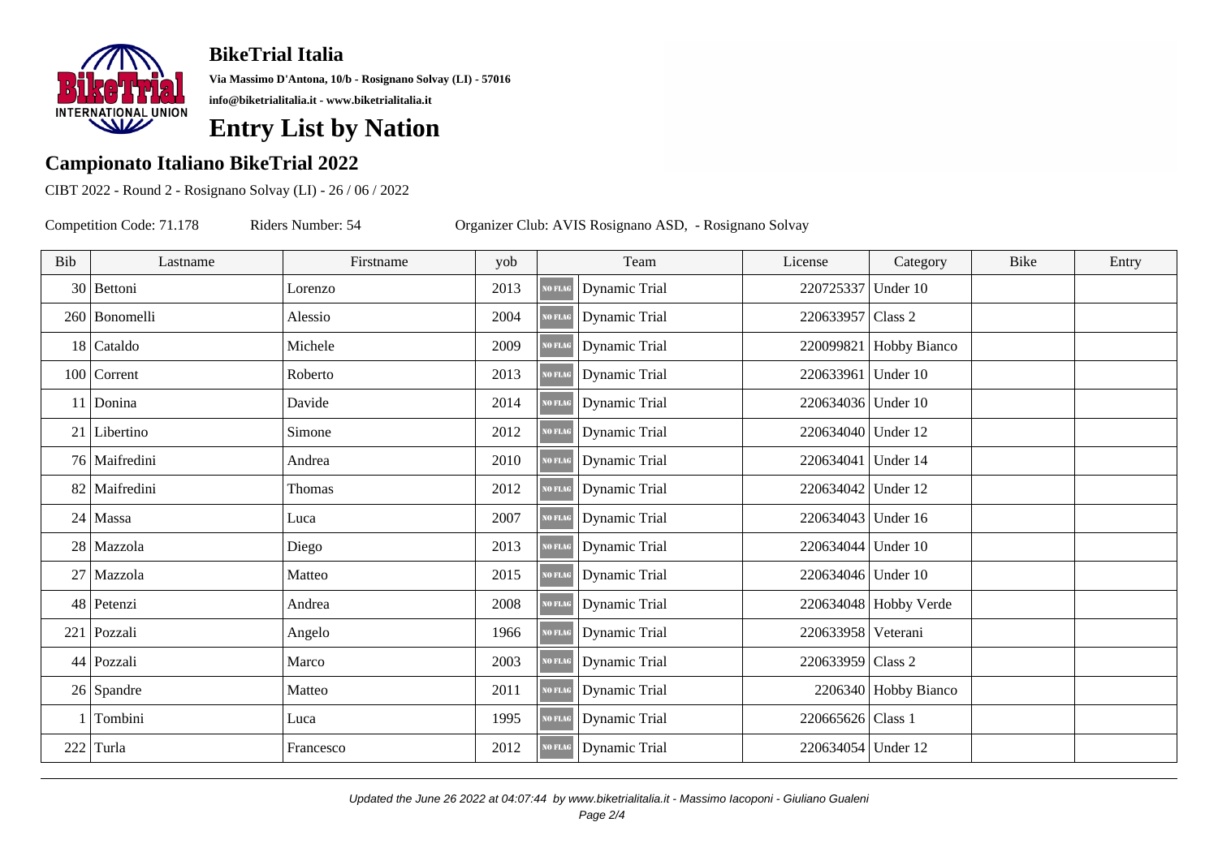## BikeTrial Italia

**Via Massimo D'Antona, 10/b - Rosignano Solvay (LI) - 57016**

**info@biketrialitalia.it - www.biketrialitalia.it**

# Entry List by Nation

## Campionato Italiano BikeTrial 2022

CIBT 2022 - Round 2 - Rosignano Solvay (LI) - 26 / 06 / 2022

Competition Code: 71.178 Riders Number: 54 Organizer Club: AVIS Rosignano ASD, - Rosignano Solvay

| Bib | Lastname | Firstname | yob | Team | License | Category | Bike | Entry |
|---|---|---|---|---|---|---|---|---|
| 30 | Bettoni | Lorenzo | 2013 | NO FLAG Dynamic Trial | 220725337 | Under 10 | | |
| 260 | Bonomelli | Alessio | 2004 | NO FLAG Dynamic Trial | 220633957 | Class 2 | | |
| 18 | Cataldo | Michele | 2009 | NO FLAG Dynamic Trial | 220099821 | Hobby Bianco | | |
| 100 | Corrent | Roberto | 2013 | NO FLAG Dynamic Trial | 220633961 | Under 10 | | |
| 11 | Donina | Davide | 2014 | NO FLAG Dynamic Trial | 220634036 | Under 10 | | |
| 21 | Libertino | Simone | 2012 | NO FLAG Dynamic Trial | 220634040 | Under 12 | | |
| 76 | Maifredini | Andrea | 2010 | NO FLAG Dynamic Trial | 220634041 | Under 14 | | |
| 82 | Maifredini | Thomas | 2012 | NO FLAG Dynamic Trial | 220634042 | Under 12 | | |
| 24 | Massa | Luca | 2007 | NO FLAG Dynamic Trial | 220634043 | Under 16 | | |
| 28 | Mazzola | Diego | 2013 | NO FLAG Dynamic Trial | 220634044 | Under 10 | | |
| 27 | Mazzola | Matteo | 2015 | NO FLAG Dynamic Trial | 220634046 | Under 10 | | |
| 48 | Petenzi | Andrea | 2008 | NO FLAG Dynamic Trial | 220634048 | Hobby Verde | | |
| 221 | Pozzali | Angelo | 1966 | NO FLAG Dynamic Trial | 220633958 | Veterani | | |
| 44 | Pozzali | Marco | 2003 | NO FLAG Dynamic Trial | 220633959 | Class 2 | | |
| 26 | Spandre | Matteo | 2011 | NO FLAG Dynamic Trial | 2206340 | Hobby Bianco | | |
| 1 | Tombini | Luca | 1995 | NO FLAG Dynamic Trial | 220665626 | Class 1 | | |
| 222 | Turla | Francesco | 2012 | NO FLAG Dynamic Trial | 220634054 | Under 12 | | |

*Updated the June 26 2022 at 04:07:44 by www.biketrialitalia.it - Massimo Iacoponi - Giuliano Gualeni*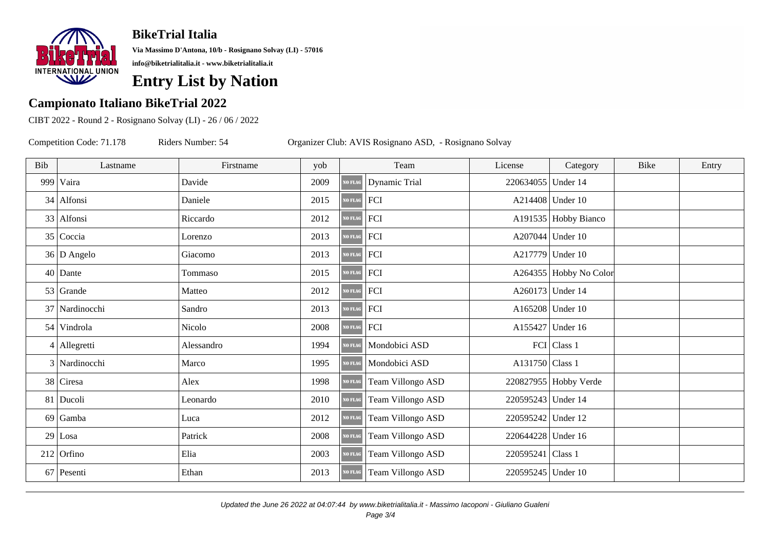**BikeTrial Italia**

**Via Massimo D'Antona, 10/b - Rosignano Solvay (LI) - 57016**

**info@biketrialitalia.it - www.biketrialitalia.it**

# Entry List by Nation

## Campionato Italiano BikeTrial 2022

CIBT 2022 - Round 2 - Rosignano Solvay (LI) - 26 / 06 / 2022

Competition Code: 71.178 Riders Number: 54 Organizer Club: AVIS Rosignano ASD, - Rosignano Solvay

| Bib | Lastname | Firstname | yob | Team | License | Category | Bike | Entry |
|---|---|---|---|---|---|---|---|---|
| 999 | Vaira | Davide | 2009 | NO FLAG Dynamic Trial | 220634055 | Under 14 | | |
| 34 | Alfonsi | Daniele | 2015 | NO FLAG FCI | A214408 | Under 10 | | |
| 33 | Alfonsi | Riccardo | 2012 | NO FLAG FCI | A191535 | Hobby Bianco | | |
| 35 | Coccia | Lorenzo | 2013 | NO FLAG FCI | A207044 | Under 10 | | |
| 36 | D Angelo | Giacomo | 2013 | NO FLAG FCI | A217779 | Under 10 | | |
| 40 | Dante | Tommaso | 2015 | NO FLAG FCI | A264355 | Hobby No Color | | |
| 53 | Grande | Matteo | 2012 | NO FLAG FCI | A260173 | Under 14 | | |
| 37 | Nardinocchi | Sandro | 2013 | NO FLAG FCI | A165208 | Under 10 | | |
| 54 | Vindrola | Nicolo | 2008 | NO FLAG FCI | A155427 | Under 16 | | |
| 4 | Allegretti | Alessandro | 1994 | NO FLAG Mondobici ASD | FCI | Class 1 | | |
| 3 | Nardinocchi | Marco | 1995 | NO FLAG Mondobici ASD | A131750 | Class 1 | | |
| 38 | Ciresa | Alex | 1998 | NO FLAG Team Villongo ASD | 220827955 | Hobby Verde | | |
| 81 | Ducoli | Leonardo | 2010 | NO FLAG Team Villongo ASD | 220595243 | Under 14 | | |
| 69 | Gamba | Luca | 2012 | NO FLAG Team Villongo ASD | 220595242 | Under 12 | | |
| 29 | Losa | Patrick | 2008 | NO FLAG Team Villongo ASD | 220644228 | Under 16 | | |
| 212 | Orfino | Elia | 2003 | NO FLAG Team Villongo ASD | 220595241 | Class 1 | | |
| 67 | Pesenti | Ethan | 2013 | NO FLAG Team Villongo ASD | 220595245 | Under 10 | | |

*Updated the June 26 2022 at 04:07:44 by www.biketrialitalia.it - Massimo Iacoponi - Giuliano Gualeni*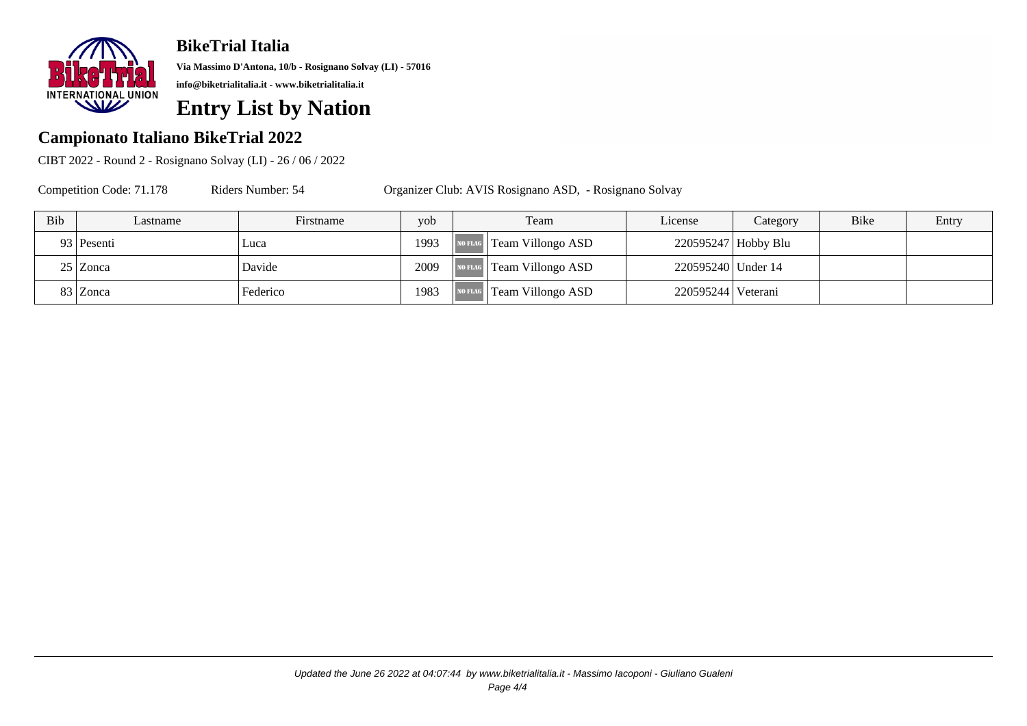## BikeTrial Italia

**Via Massimo D'Antona, 10/b - Rosignano Solvay (LI) - 57016**

**info@biketrialitalia.it - www.biketrialitalia.it**

# Entry List by Nation

## Campionato Italiano BikeTrial 2022

CIBT 2022 - Round 2 - Rosignano Solvay (LI) - 26 / 06 / 2022

Competition Code: 71.178 Riders Number: 54 Organizer Club: AVIS Rosignano ASD, - Rosignano Solvay

| Bib | Lastname | Firstname | yob | Team | License | Category | Bike | Entry |
|---|---|---|---|---|---|---|---|---|
| 93 | Pesenti | Luca | 1993 | NO FLAG Team Villongo ASD | 220595247 | Hobby Blu | | |
| 25 | Zonca | Davide | 2009 | NO FLAG Team Villongo ASD | 220595240 | Under 14 | | |
| 83 | Zonca | Federico | 1983 | NO FLAG Team Villongo ASD | 220595244 | Veterani | | |

*Updated the June 26 2022 at 04:07:44 by www.biketrialitalia.it - Massimo Iacoponi - Giuliano Gualeni*